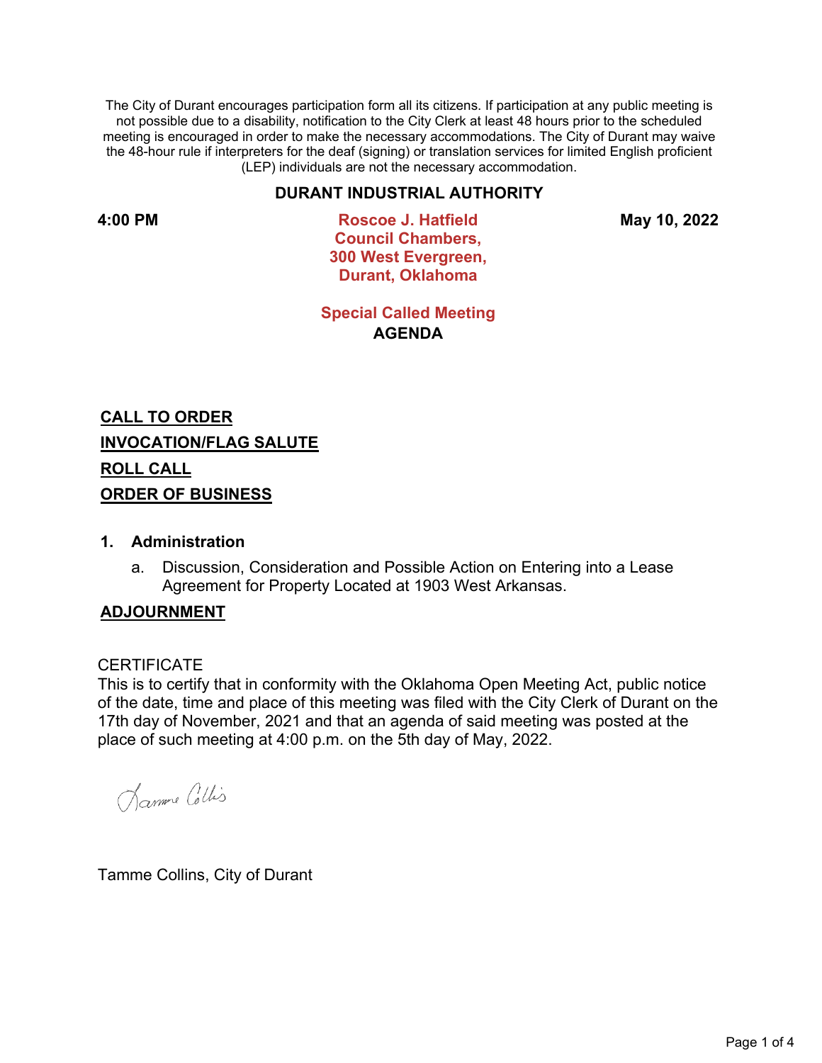The City of Durant encourages participation form all its citizens. If participation at any public meeting is not possible due to a disability, notification to the City Clerk at least 48 hours prior to the scheduled meeting is encouraged in order to make the necessary accommodations. The City of Durant may waive the 48-hour rule if interpreters for the deaf (signing) or translation services for limited English proficient (LEP) individuals are not the necessary accommodation.

# DURANT INDUSTRIAL AUTHORITY

**4:00 PM**

**Roscoe J. Hatfield Council Chambers, 300 West Evergreen, Durant, Oklahoma**

**May 10, 2022**

## Special Called Meeting
## AGENDA

**CALL TO ORDER**

**INVOCATION/FLAG SALUTE**

**ROLL CALL**

**ORDER OF BUSINESS**

**1. Administration**

a. Discussion, Consideration and Possible Action on Entering into a Lease Agreement for Property Located at 1903 West Arkansas.

**ADJOURNMENT**

CERTIFICATE

This is to certify that in conformity with the Oklahoma Open Meeting Act, public notice of the date, time and place of this meeting was filed with the City Clerk of Durant on the 17th day of November, 2021 and that an agenda of said meeting was posted at the place of such meeting at 4:00 p.m. on the 5th day of May, 2022.

Tamme Collis

Tamme Collins, City of Durant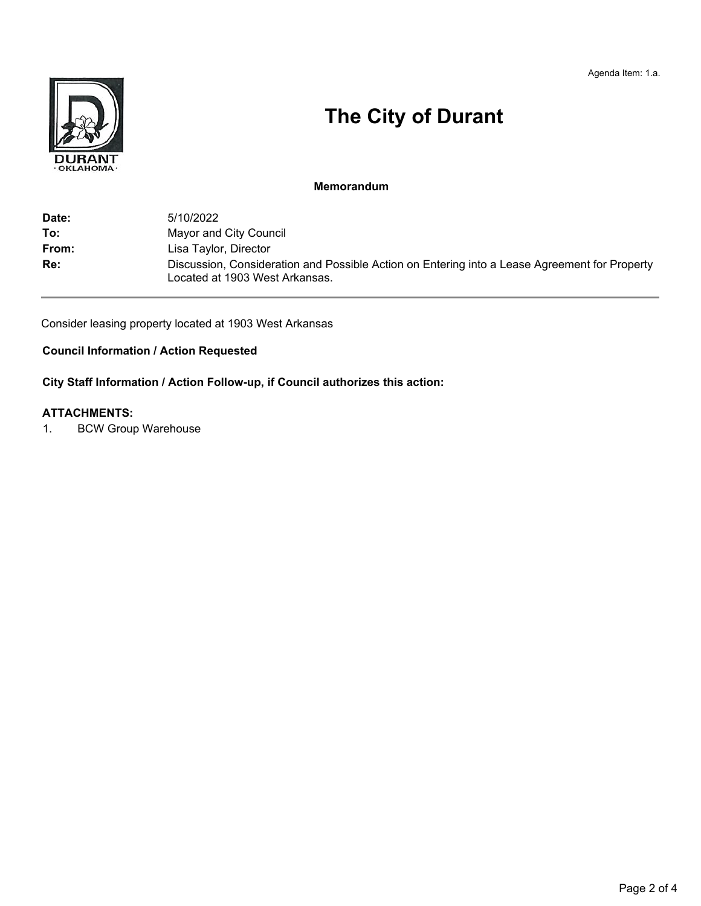Agenda Item: 1.a.

# The City of Durant

**Memorandum**

| | |
|---|---|
| **Date:** | 5/10/2022 |
| **To:** | Mayor and City Council |
| **From:** | Lisa Taylor, Director |
| **Re:** | Discussion, Consideration and Possible Action on Entering into a Lease Agreement for Property Located at 1903 West Arkansas. |

Consider leasing property located at 1903 West Arkansas

**Council Information / Action Requested**

**City Staff Information / Action Follow-up, if Council authorizes this action:**

**ATTACHMENTS:**

1. BCW Group Warehouse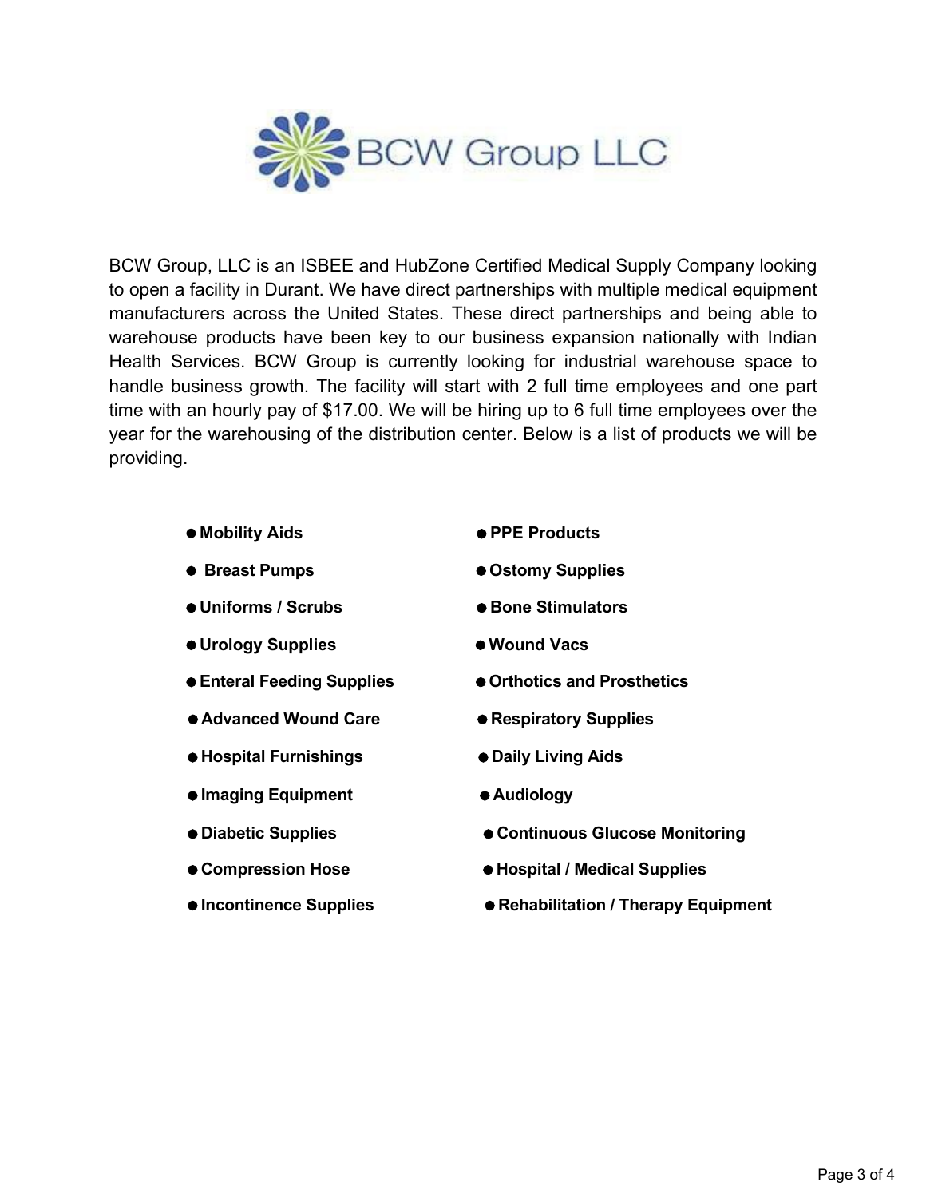# BCW Group LLC

BCW Group, LLC is an ISBEE and HubZone Certified Medical Supply Company looking to open a facility in Durant. We have direct partnerships with multiple medical equipment manufacturers across the United States. These direct partnerships and being able to warehouse products have been key to our business expansion nationally with Indian Health Services. BCW Group is currently looking for industrial warehouse space to handle business growth. The facility will start with 2 full time employees and one part time with an hourly pay of $17.00. We will be hiring up to 6 full time employees over the year for the warehousing of the distribution center. Below is a list of products we will be providing.

- **Mobility Aids**
- **Breast Pumps**
- **Uniforms / Scrubs**
- **Urology Supplies**
- **Enteral Feeding Supplies**
- **Advanced Wound Care**
- **Hospital Furnishings**
- **Imaging Equipment**
- **Diabetic Supplies**
- **Compression Hose**
- **Incontinence Supplies**
- **PPE Products**
- **Ostomy Supplies**
- **Bone Stimulators**
- **Wound Vacs**
- **Orthotics and Prosthetics**
- **Respiratory Supplies**
- **Daily Living Aids**
- **Audiology**
- **Continuous Glucose Monitoring**
- **Hospital / Medical Supplies**
- **Rehabilitation / Therapy Equipment**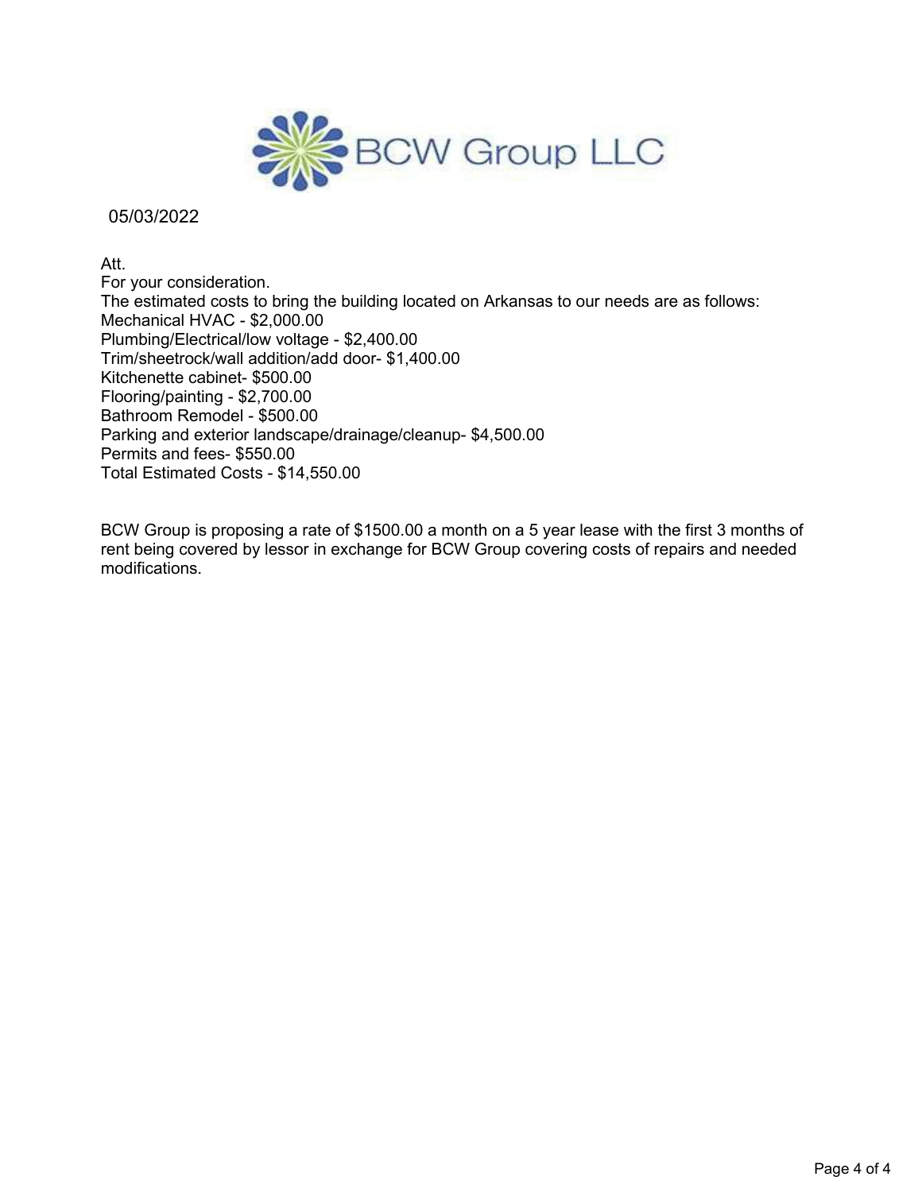BCW Group LLC

05/03/2022

Att.
For your consideration.
The estimated costs to bring the building located on Arkansas to our needs are as follows:
Mechanical HVAC - $2,000.00
Plumbing/Electrical/low voltage - $2,400.00
Trim/sheetrock/wall addition/add door- $1,400.00
Kitchenette cabinet- $500.00
Flooring/painting - $2,700.00
Bathroom Remodel - $500.00
Parking and exterior landscape/drainage/cleanup- $4,500.00
Permits and fees- $550.00
Total Estimated Costs - $14,550.00

BCW Group is proposing a rate of $1500.00 a month on a 5 year lease with the first 3 months of rent being covered by lessor in exchange for BCW Group covering costs of repairs and needed modifications.